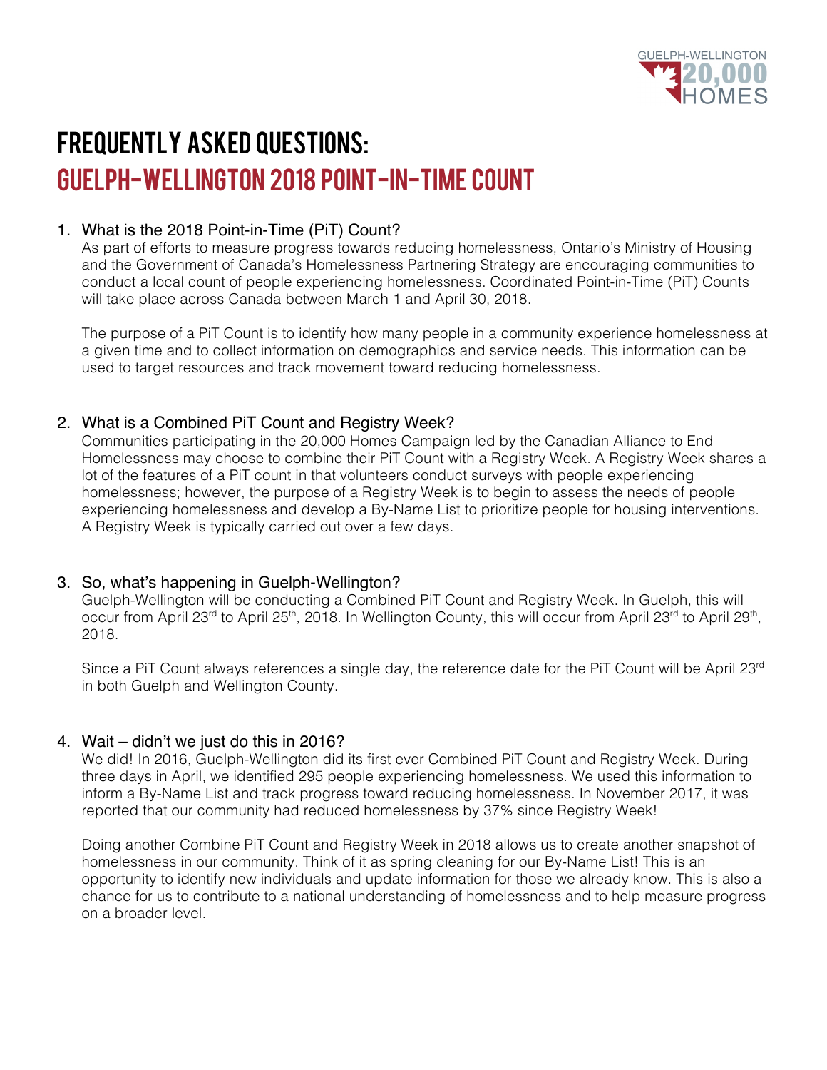# FREQUENTLY ASKED QUESTIONS:

## GUELPH-WELLINGTON 2018 POINT-IN-TIME COUNT

1. What is the 2018 Point-in-Time (PiT) Count?

   As part of efforts to measure progress towards reducing homelessness, Ontario's Ministry of Housing and the Government of Canada's Homelessness Partnering Strategy are encouraging communities to conduct a local count of people experiencing homelessness. Coordinated Point-in-Time (PiT) Counts will take place across Canada between March 1 and April 30, 2018.

   The purpose of a PiT Count is to identify how many people in a community experience homelessness at a given time and to collect information on demographics and service needs. This information can be used to target resources and track movement toward reducing homelessness.

2. What is a Combined PiT Count and Registry Week?

   Communities participating in the 20,000 Homes Campaign led by the Canadian Alliance to End Homelessness may choose to combine their PiT Count with a Registry Week. A Registry Week shares a lot of the features of a PiT count in that volunteers conduct surveys with people experiencing homelessness; however, the purpose of a Registry Week is to begin to assess the needs of people experiencing homelessness and develop a By-Name List to prioritize people for housing interventions. A Registry Week is typically carried out over a few days.

3. So, what's happening in Guelph-Wellington?

   Guelph-Wellington will be conducting a Combined PiT Count and Registry Week. In Guelph, this will occur from April 23rd to April 25th, 2018. In Wellington County, this will occur from April 23rd to April 29th, 2018.

   Since a PiT Count always references a single day, the reference date for the PiT Count will be April 23rd in both Guelph and Wellington County.

4. Wait – didn't we just do this in 2016?

   We did! In 2016, Guelph-Wellington did its first ever Combined PiT Count and Registry Week. During three days in April, we identified 295 people experiencing homelessness. We used this information to inform a By-Name List and track progress toward reducing homelessness. In November 2017, it was reported that our community had reduced homelessness by 37% since Registry Week!

   Doing another Combine PiT Count and Registry Week in 2018 allows us to create another snapshot of homelessness in our community. Think of it as spring cleaning for our By-Name List! This is an opportunity to identify new individuals and update information for those we already know. This is also a chance for us to contribute to a national understanding of homelessness and to help measure progress on a broader level.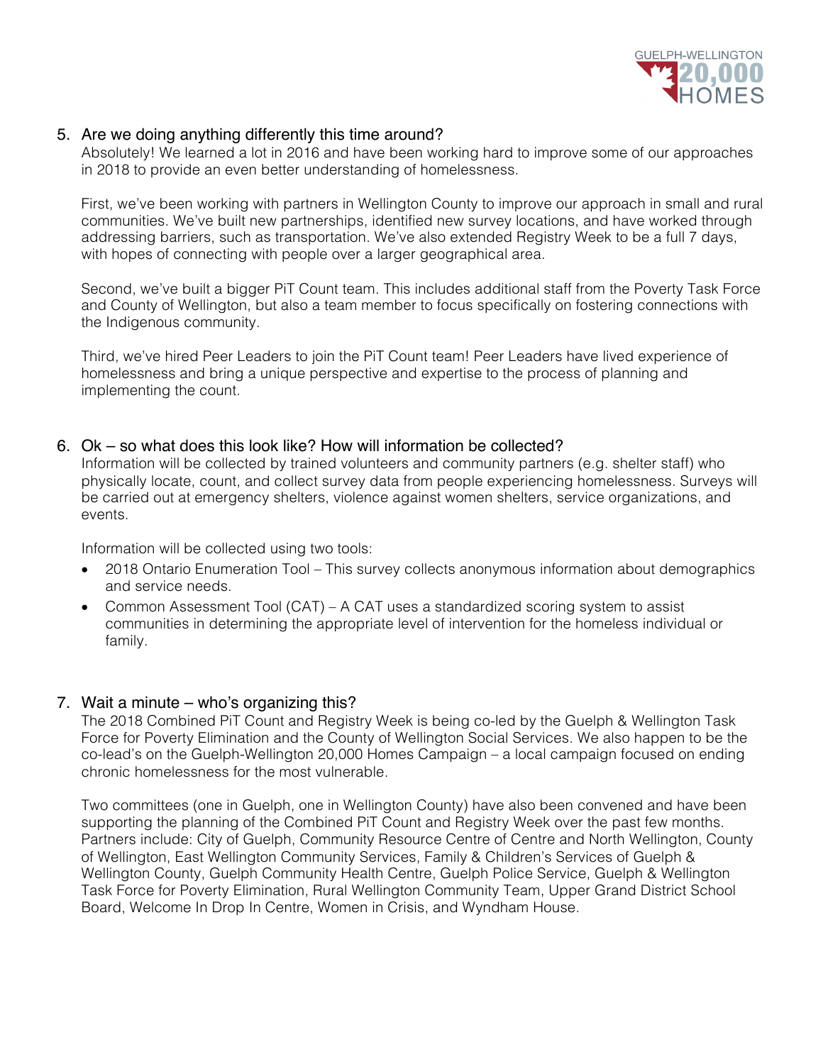5. Are we doing anything differently this time around?
   Absolutely! We learned a lot in 2016 and have been working hard to improve some of our approaches in 2018 to provide an even better understanding of homelessness.

   First, we've been working with partners in Wellington County to improve our approach in small and rural communities. We've built new partnerships, identified new survey locations, and have worked through addressing barriers, such as transportation. We've also extended Registry Week to be a full 7 days, with hopes of connecting with people over a larger geographical area.

   Second, we've built a bigger PiT Count team. This includes additional staff from the Poverty Task Force and County of Wellington, but also a team member to focus specifically on fostering connections with the Indigenous community.

   Third, we've hired Peer Leaders to join the PiT Count team! Peer Leaders have lived experience of homelessness and bring a unique perspective and expertise to the process of planning and implementing the count.

6. Ok – so what does this look like? How will information be collected?
   Information will be collected by trained volunteers and community partners (e.g. shelter staff) who physically locate, count, and collect survey data from people experiencing homelessness. Surveys will be carried out at emergency shelters, violence against women shelters, service organizations, and events.

   Information will be collected using two tools:

   - 2018 Ontario Enumeration Tool – This survey collects anonymous information about demographics and service needs.
   - Common Assessment Tool (CAT) – A CAT uses a standardized scoring system to assist communities in determining the appropriate level of intervention for the homeless individual or family.

7. Wait a minute – who's organizing this?
   The 2018 Combined PiT Count and Registry Week is being co-led by the Guelph & Wellington Task Force for Poverty Elimination and the County of Wellington Social Services. We also happen to be the co-lead's on the Guelph-Wellington 20,000 Homes Campaign – a local campaign focused on ending chronic homelessness for the most vulnerable.

   Two committees (one in Guelph, one in Wellington County) have also been convened and have been supporting the planning of the Combined PiT Count and Registry Week over the past few months. Partners include: City of Guelph, Community Resource Centre of Centre and North Wellington, County of Wellington, East Wellington Community Services, Family & Children's Services of Guelph & Wellington County, Guelph Community Health Centre, Guelph Police Service, Guelph & Wellington Task Force for Poverty Elimination, Rural Wellington Community Team, Upper Grand District School Board, Welcome In Drop In Centre, Women in Crisis, and Wyndham House.